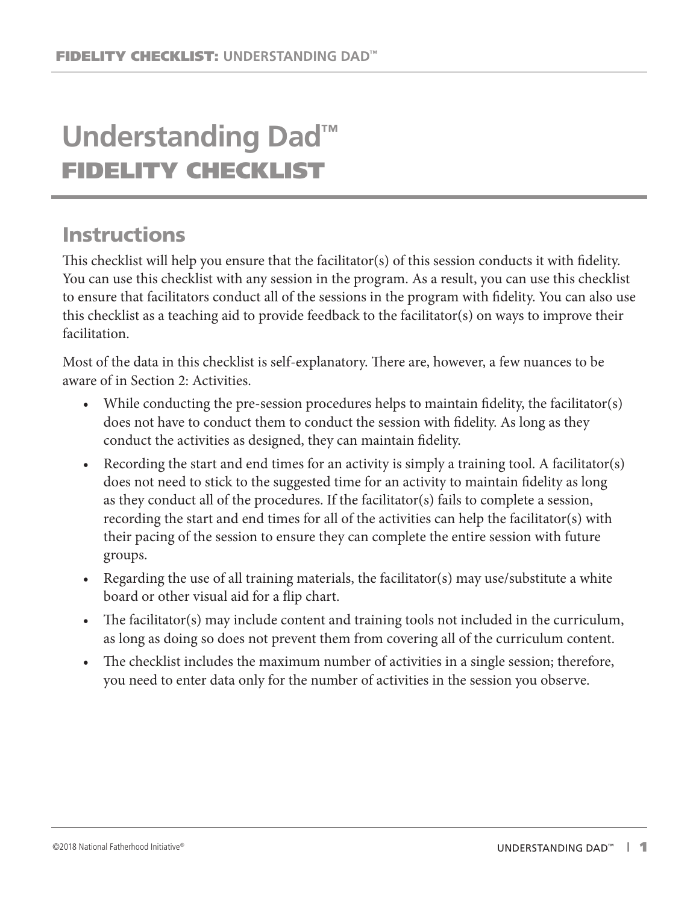# Understanding Dad™
## FIDELITY CHECKLIST

### Instructions

This checklist will help you ensure that the facilitator(s) of this session conducts it with fidelity. You can use this checklist with any session in the program. As a result, you can use this checklist to ensure that facilitators conduct all of the sessions in the program with fidelity. You can also use this checklist as a teaching aid to provide feedback to the facilitator(s) on ways to improve their facilitation.

Most of the data in this checklist is self-explanatory. There are, however, a few nuances to be aware of in Section 2: Activities.

- While conducting the pre-session procedures helps to maintain fidelity, the facilitator(s) does not have to conduct them to conduct the session with fidelity. As long as they conduct the activities as designed, they can maintain fidelity.
- Recording the start and end times for an activity is simply a training tool. A facilitator(s) does not need to stick to the suggested time for an activity to maintain fidelity as long as they conduct all of the procedures. If the facilitator(s) fails to complete a session, recording the start and end times for all of the activities can help the facilitator(s) with their pacing of the session to ensure they can complete the entire session with future groups.
- Regarding the use of all training materials, the facilitator(s) may use/substitute a white board or other visual aid for a flip chart.
- The facilitator(s) may include content and training tools not included in the curriculum, as long as doing so does not prevent them from covering all of the curriculum content.
- The checklist includes the maximum number of activities in a single session; therefore, you need to enter data only for the number of activities in the session you observe.

©2018 National Fatherhood Initiative®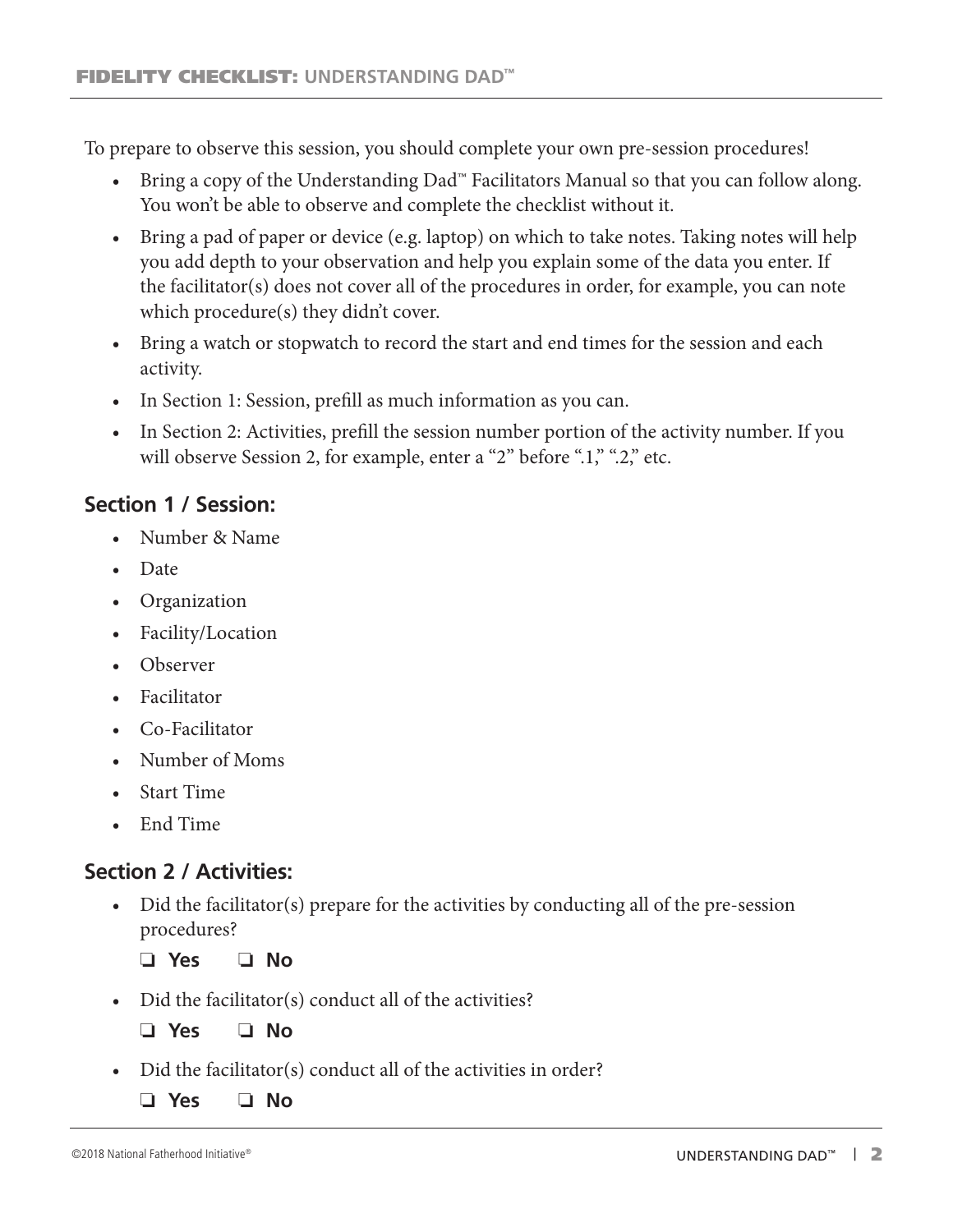To prepare to observe this session, you should complete your own pre-session procedures!

- Bring a copy of the Understanding Dad™ Facilitators Manual so that you can follow along. You won't be able to observe and complete the checklist without it.
- Bring a pad of paper or device (e.g. laptop) on which to take notes. Taking notes will help you add depth to your observation and help you explain some of the data you enter. If the facilitator(s) does not cover all of the procedures in order, for example, you can note which procedure(s) they didn't cover.
- Bring a watch or stopwatch to record the start and end times for the session and each activity.
- In Section 1: Session, prefill as much information as you can.
- In Section 2: Activities, prefill the session number portion of the activity number. If you will observe Session 2, for example, enter a "2" before ".1," ".2," etc.

## Section 1 / Session:

- Number & Name
- Date
- Organization
- Facility/Location
- Observer
- Facilitator
- Co-Facilitator
- Number of Moms
- Start Time
- End Time

## Section 2 / Activities:

- Did the facilitator(s) prepare for the activities by conducting all of the pre-session procedures?

  ❑ **Yes** ❑ **No**

- Did the facilitator(s) conduct all of the activities?

  ❑ **Yes** ❑ **No**

- Did the facilitator(s) conduct all of the activities in order?

  ❑ **Yes** ❑ **No**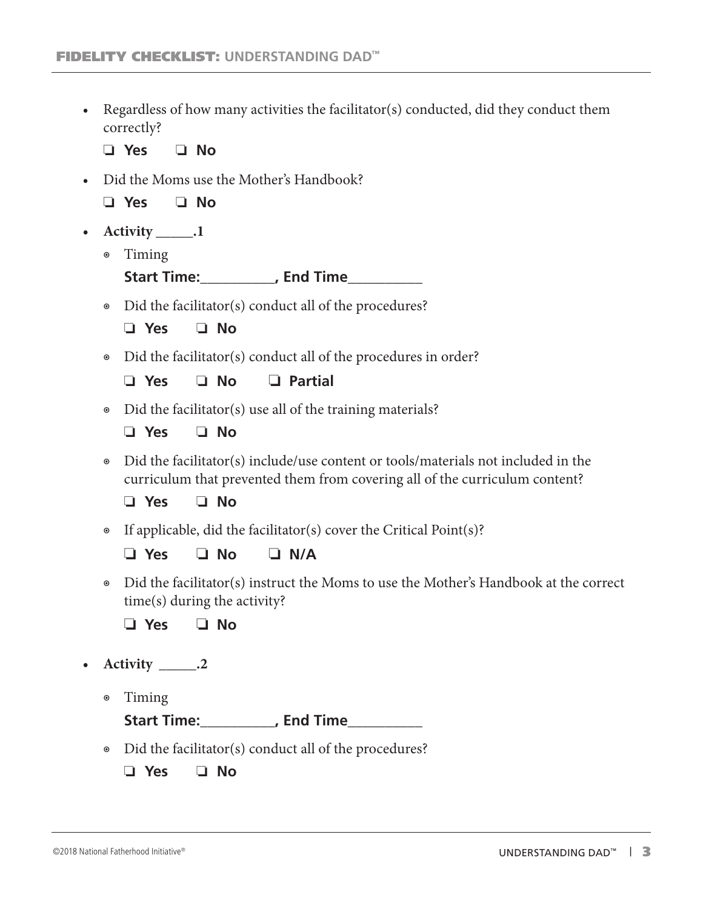- Regardless of how many activities the facilitator(s) conducted, did they conduct them correctly?

  ❑ **Yes** ❑ **No**

- Did the Moms use the Mother's Handbook?

  ❑ **Yes** ❑ **No**

- **Activity _____.1**
  - Timing

    **Start Time:__________, End Time__________**

  - Did the facilitator(s) conduct all of the procedures?

    ❑ **Yes** ❑ **No**

  - Did the facilitator(s) conduct all of the procedures in order?

    ❑ **Yes** ❑ **No** ❑ **Partial**

  - Did the facilitator(s) use all of the training materials?

    ❑ **Yes** ❑ **No**

  - Did the facilitator(s) include/use content or tools/materials not included in the curriculum that prevented them from covering all of the curriculum content?

    ❑ **Yes** ❑ **No**

  - If applicable, did the facilitator(s) cover the Critical Point(s)?

    ❑ **Yes** ❑ **No** ❑ **N/A**

  - Did the facilitator(s) instruct the Moms to use the Mother's Handbook at the correct time(s) during the activity?

    ❑ **Yes** ❑ **No**

- **Activity _____.2**
  - Timing

    **Start Time:__________, End Time__________**

  - Did the facilitator(s) conduct all of the procedures?

    ❑ **Yes** ❑ **No**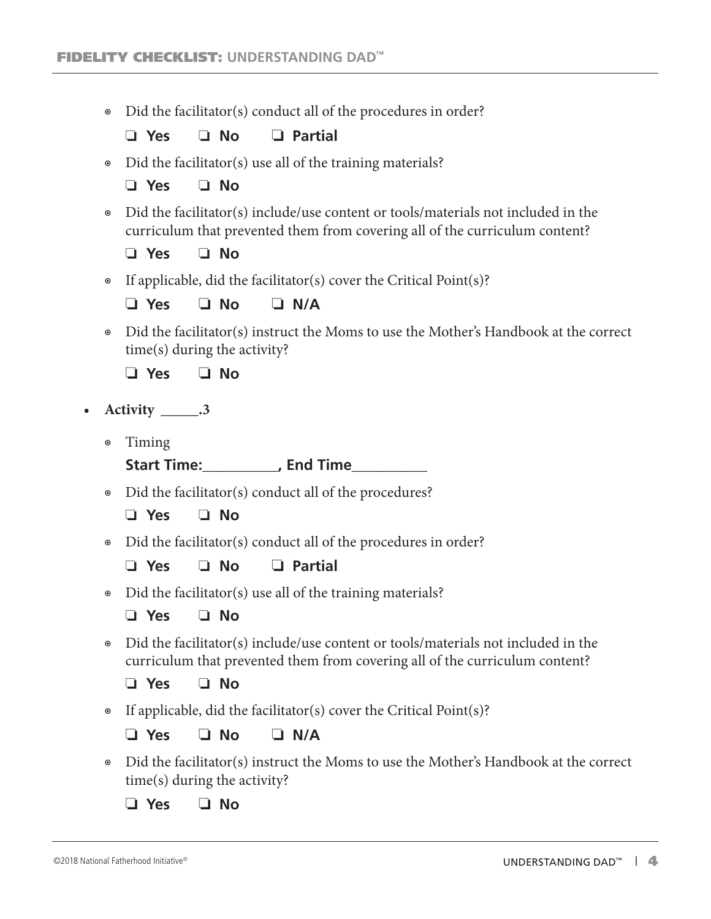- Did the facilitator(s) conduct all of the procedures in order?

  ❑ **Yes** ❑ **No** ❑ **Partial**

- Did the facilitator(s) use all of the training materials?

  ❑ **Yes** ❑ **No**

- Did the facilitator(s) include/use content or tools/materials not included in the curriculum that prevented them from covering all of the curriculum content?

  ❑ **Yes** ❑ **No**

- If applicable, did the facilitator(s) cover the Critical Point(s)?

  ❑ **Yes** ❑ **No** ❑ **N/A**

- Did the facilitator(s) instruct the Moms to use the Mother's Handbook at the correct time(s) during the activity?

  ❑ **Yes** ❑ **No**

- **Activity _____.3**

  - Timing

    **Start Time:__________, End Time__________**

  - Did the facilitator(s) conduct all of the procedures?

    ❑ **Yes** ❑ **No**

  - Did the facilitator(s) conduct all of the procedures in order?

    ❑ **Yes** ❑ **No** ❑ **Partial**

  - Did the facilitator(s) use all of the training materials?

    ❑ **Yes** ❑ **No**

  - Did the facilitator(s) include/use content or tools/materials not included in the curriculum that prevented them from covering all of the curriculum content?

    ❑ **Yes** ❑ **No**

  - If applicable, did the facilitator(s) cover the Critical Point(s)?

    ❑ **Yes** ❑ **No** ❑ **N/A**

  - Did the facilitator(s) instruct the Moms to use the Mother's Handbook at the correct time(s) during the activity?

    ❑ **Yes** ❑ **No**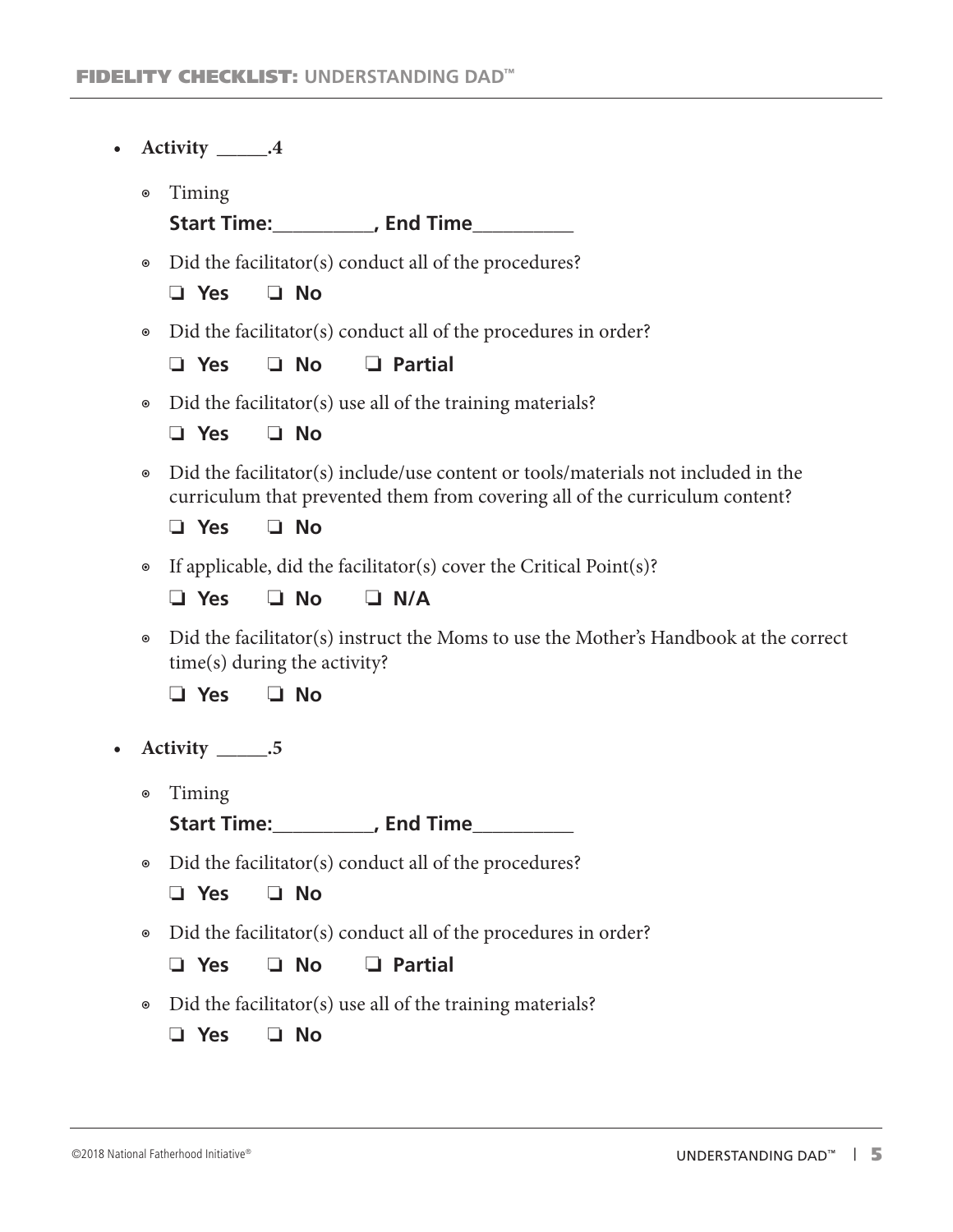- **Activity _____.4**
  - Timing
    **Start Time:__________, End Time__________**
  - Did the facilitator(s) conduct all of the procedures?
    ❑ **Yes** ❑ **No**
  - Did the facilitator(s) conduct all of the procedures in order?
    ❑ **Yes** ❑ **No** ❑ **Partial**
  - Did the facilitator(s) use all of the training materials?
    ❑ **Yes** ❑ **No**
  - Did the facilitator(s) include/use content or tools/materials not included in the curriculum that prevented them from covering all of the curriculum content?
    ❑ **Yes** ❑ **No**
  - If applicable, did the facilitator(s) cover the Critical Point(s)?
    ❑ **Yes** ❑ **No** ❑ **N/A**
  - Did the facilitator(s) instruct the Moms to use the Mother's Handbook at the correct time(s) during the activity?
    ❑ **Yes** ❑ **No**
- **Activity _____.5**
  - Timing
    **Start Time:__________, End Time__________**
  - Did the facilitator(s) conduct all of the procedures?
    ❑ **Yes** ❑ **No**
  - Did the facilitator(s) conduct all of the procedures in order?
    ❑ **Yes** ❑ **No** ❑ **Partial**
  - Did the facilitator(s) use all of the training materials?
    ❑ **Yes** ❑ **No**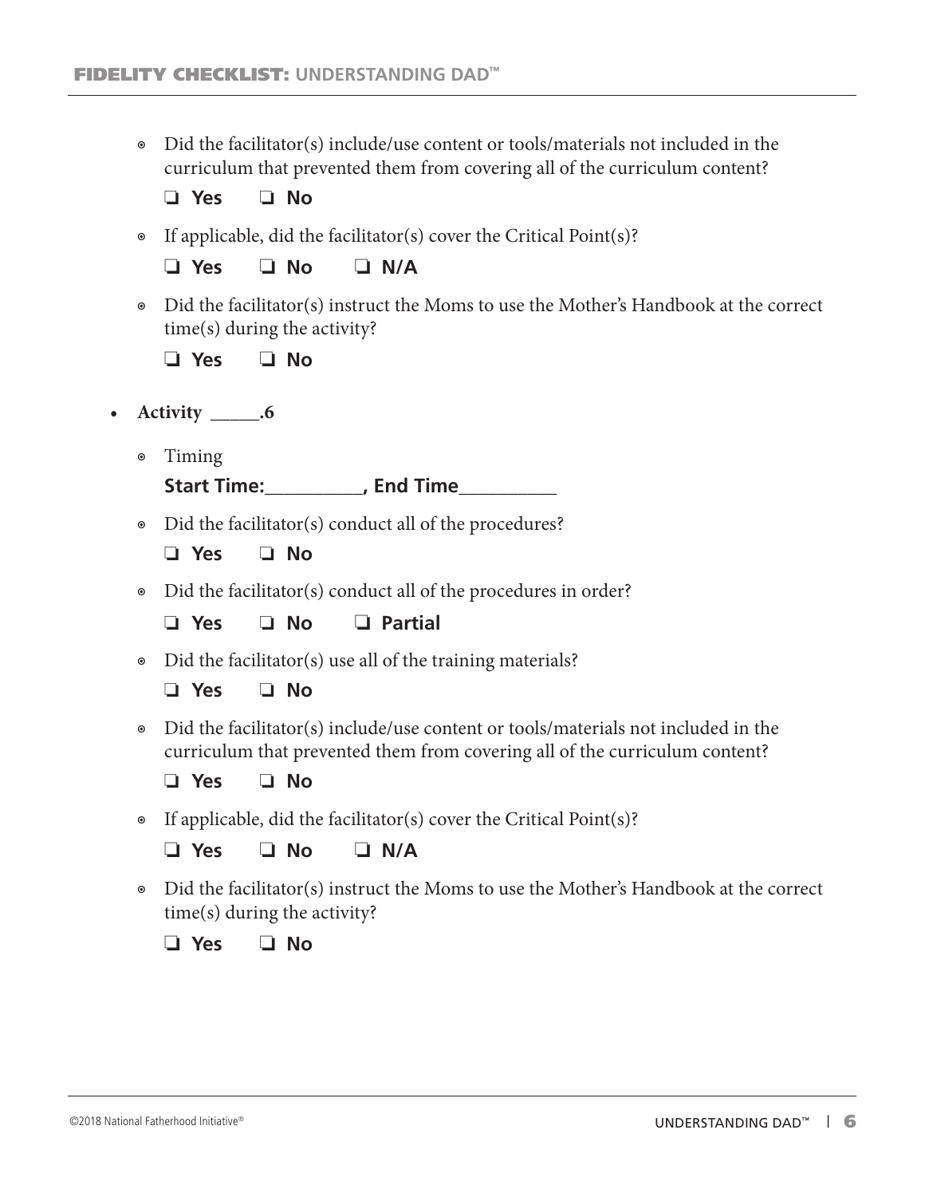- Did the facilitator(s) include/use content or tools/materials not included in the curriculum that prevented them from covering all of the curriculum content?

  ❏ **Yes** ❏ **No**

- If applicable, did the facilitator(s) cover the Critical Point(s)?

  ❏ **Yes** ❏ **No** ❏ **N/A**

- Did the facilitator(s) instruct the Moms to use the Mother's Handbook at the correct time(s) during the activity?

  ❏ **Yes** ❏ **No**

- **Activity _____.6**

  - Timing

    **Start Time:__________, End Time__________**

  - Did the facilitator(s) conduct all of the procedures?

    ❏ **Yes** ❏ **No**

  - Did the facilitator(s) conduct all of the procedures in order?

    ❏ **Yes** ❏ **No** ❏ **Partial**

  - Did the facilitator(s) use all of the training materials?

    ❏ **Yes** ❏ **No**

  - Did the facilitator(s) include/use content or tools/materials not included in the curriculum that prevented them from covering all of the curriculum content?

    ❏ **Yes** ❏ **No**

  - If applicable, did the facilitator(s) cover the Critical Point(s)?

    ❏ **Yes** ❏ **No** ❏ **N/A**

  - Did the facilitator(s) instruct the Moms to use the Mother's Handbook at the correct time(s) during the activity?

    ❏ **Yes** ❏ **No**